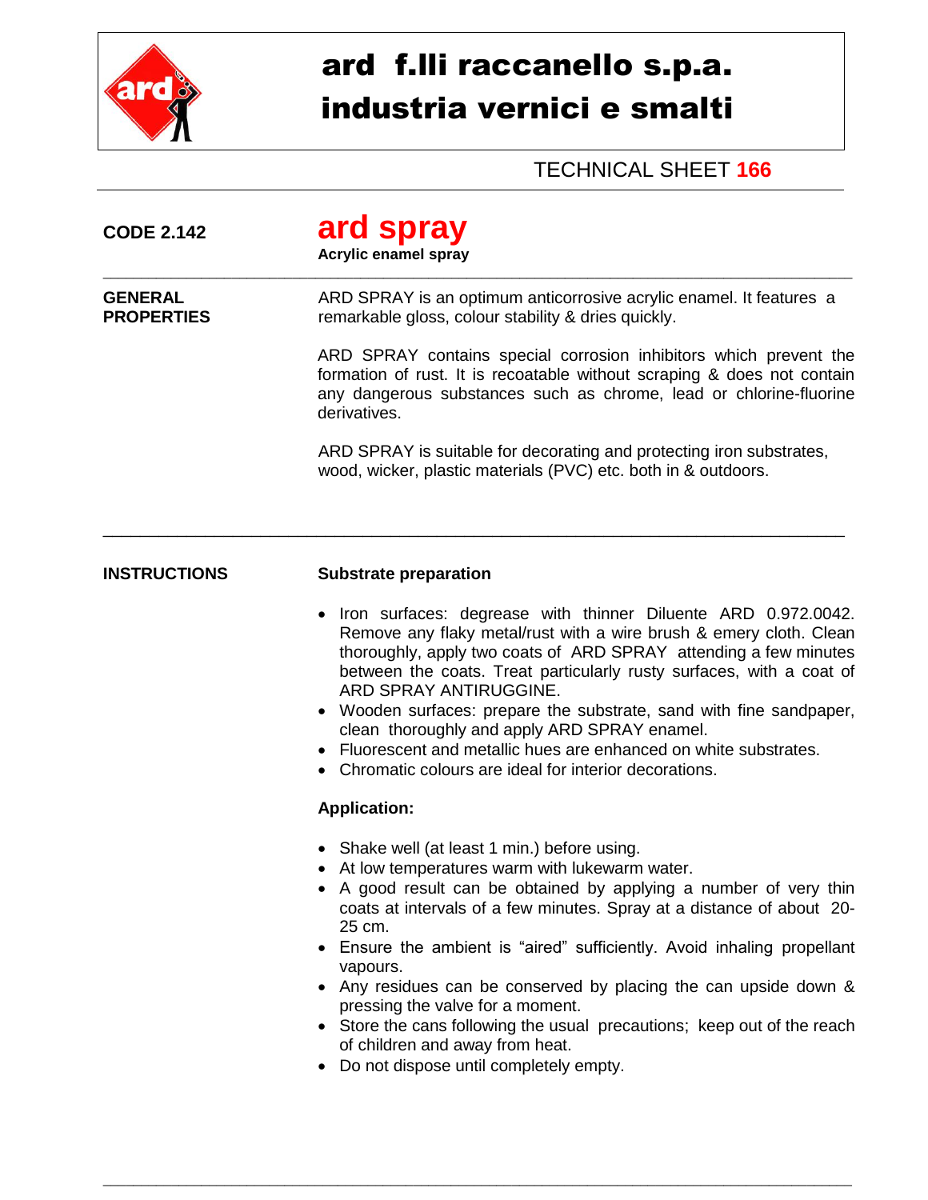# ard f.lli raccanello s.p.a.
# industria vernici e smalti

TECHNICAL SHEET **166**

**CODE 2.142**

## ard spray

**Acrylic enamel spray**

---

**GENERAL PROPERTIES**

ARD SPRAY is an optimum anticorrosive acrylic enamel. It features a remarkable gloss, colour stability & dries quickly.

ARD SPRAY contains special corrosion inhibitors which prevent the formation of rust. It is recoatable without scraping & does not contain any dangerous substances such as chrome, lead or chlorine-fluorine derivatives.

ARD SPRAY is suitable for decorating and protecting iron substrates, wood, wicker, plastic materials (PVC) etc. both in & outdoors.

---

**INSTRUCTIONS**

**Substrate preparation**

- Iron surfaces: degrease with thinner Diluente ARD 0.972.0042. Remove any flaky metal/rust with a wire brush & emery cloth. Clean thoroughly, apply two coats of ARD SPRAY attending a few minutes between the coats. Treat particularly rusty surfaces, with a coat of ARD SPRAY ANTIRUGGINE.
- Wooden surfaces: prepare the substrate, sand with fine sandpaper, clean thoroughly and apply ARD SPRAY enamel.
- Fluorescent and metallic hues are enhanced on white substrates.
- Chromatic colours are ideal for interior decorations.

**Application:**

- Shake well (at least 1 min.) before using.
- At low temperatures warm with lukewarm water.
- A good result can be obtained by applying a number of very thin coats at intervals of a few minutes. Spray at a distance of about 20-25 cm.
- Ensure the ambient is "aired" sufficiently. Avoid inhaling propellant vapours.
- Any residues can be conserved by placing the can upside down & pressing the valve for a moment.
- Store the cans following the usual precautions; keep out of the reach of children and away from heat.
- Do not dispose until completely empty.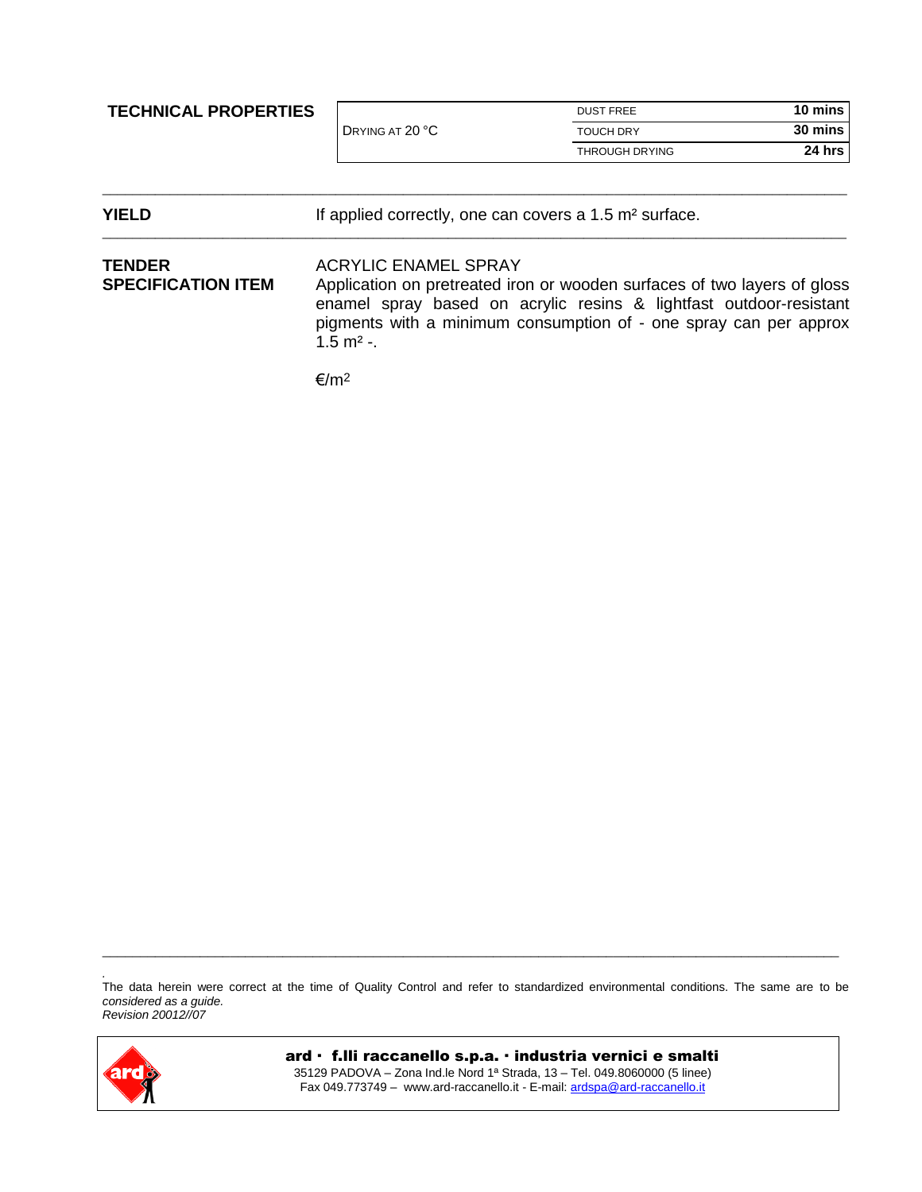**TECHNICAL PROPERTIES**

| | | |
|---|---|---|
| DRYING AT 20 °C | DUST FREE | **10 mins** |
| | TOUCH DRY | **30 mins** |
| | THROUGH DRYING | **24 hrs** |

**YIELD** If applied correctly, one can covers a 1.5 m² surface.

**TENDER SPECIFICATION ITEM**

ACRYLIC ENAMEL SPRAY
Application on pretreated iron or wooden surfaces of two layers of gloss enamel spray based on acrylic resins & lightfast outdoor-resistant pigments with a minimum consumption of - one spray can per approx 1.5 m² -.

€/m2

.
The data herein were correct at the time of Quality Control and refer to standardized environmental conditions. The same are to be *considered as a guide.*
*Revision 20012//07*

**ard · f.lli raccanello s.p.a. · industria vernici e smalti**
35129 PADOVA – Zona Ind.le Nord 1ª Strada, 13 – Tel. 049.8060000 (5 linee)
Fax 049.773749 – www.ard-raccanello.it - E-mail: ardspa@ard-raccanello.it